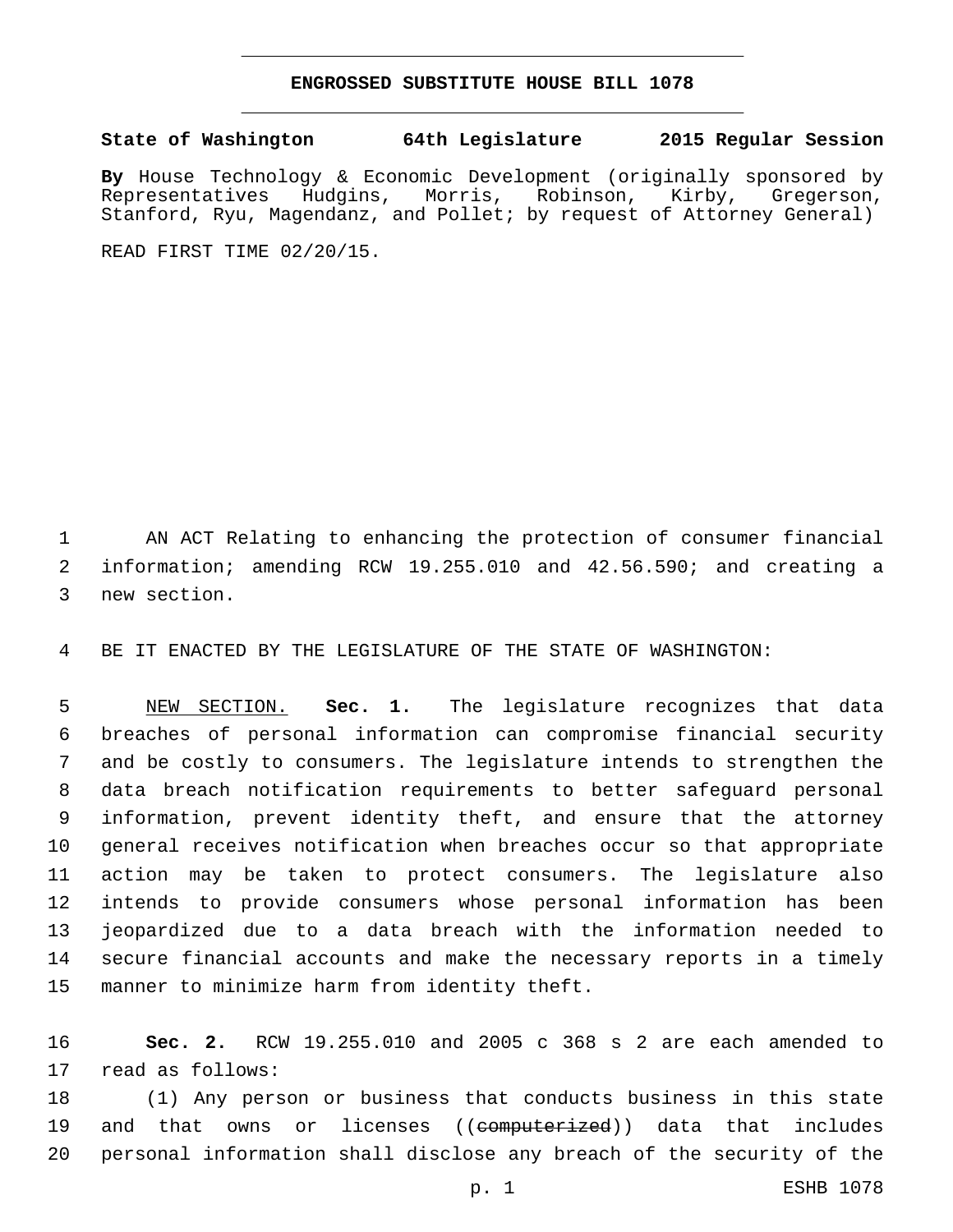# ENGROSSED SUBSTITUTE HOUSE BILL 1078

**State of Washington 64th Legislature 2015 Regular Session**

**By** House Technology & Economic Development (originally sponsored by Representatives Hudgins, Morris, Robinson, Kirby, Gregerson, Stanford, Ryu, Magendanz, and Pollet; by request of Attorney General)

READ FIRST TIME 02/20/15.

AN ACT Relating to enhancing the protection of consumer financial information; amending RCW 19.255.010 and 42.56.590; and creating a new section.

BE IT ENACTED BY THE LEGISLATURE OF THE STATE OF WASHINGTON:

NEW SECTION. **Sec. 1.** The legislature recognizes that data breaches of personal information can compromise financial security and be costly to consumers. The legislature intends to strengthen the data breach notification requirements to better safeguard personal information, prevent identity theft, and ensure that the attorney general receives notification when breaches occur so that appropriate action may be taken to protect consumers. The legislature also intends to provide consumers whose personal information has been jeopardized due to a data breach with the information needed to secure financial accounts and make the necessary reports in a timely manner to minimize harm from identity theft.

**Sec. 2.** RCW 19.255.010 and 2005 c 368 s 2 are each amended to read as follows:

(1) Any person or business that conducts business in this state and that owns or licenses ((~~computerized~~)) data that includes personal information shall disclose any breach of the security of the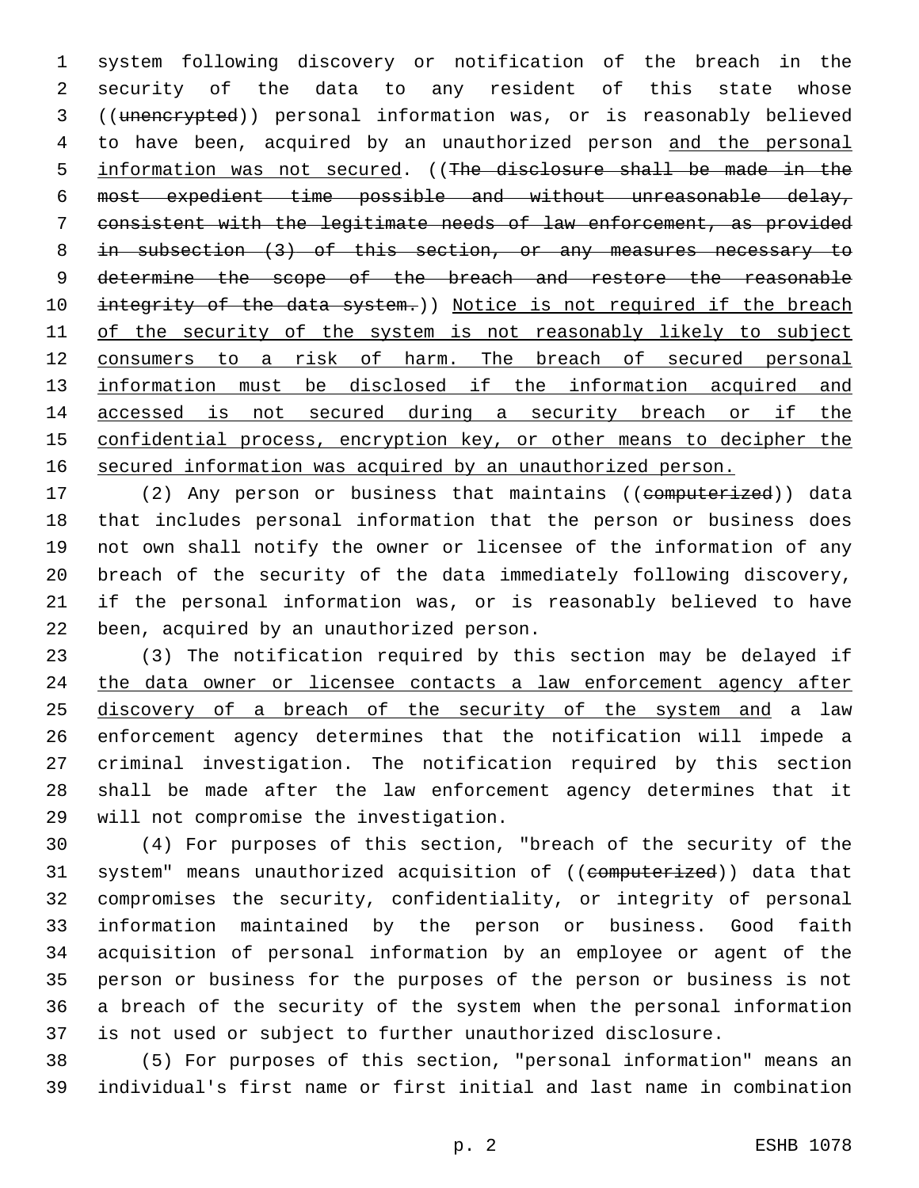system following discovery or notification of the breach in the security of the data to any resident of this state whose ((~~unencrypted~~)) personal information was, or is reasonably believed to have been, acquired by an unauthorized person <u>and the personal information was not secured</u>. ((~~The disclosure shall be made in the most expedient time possible and without unreasonable delay, consistent with the legitimate needs of law enforcement, as provided in subsection (3) of this section, or any measures necessary to determine the scope of the breach and restore the reasonable integrity of the data system.~~)) <u>Notice is not required if the breach of the security of the system is not reasonably likely to subject consumers to a risk of harm. The breach of secured personal information must be disclosed if the information acquired and accessed is not secured during a security breach or if the confidential process, encryption key, or other means to decipher the secured information was acquired by an unauthorized person.</u>

(2) Any person or business that maintains ((~~computerized~~)) data that includes personal information that the person or business does not own shall notify the owner or licensee of the information of any breach of the security of the data immediately following discovery, if the personal information was, or is reasonably believed to have been, acquired by an unauthorized person.

(3) The notification required by this section may be delayed if <u>the data owner or licensee contacts a law enforcement agency after discovery of a breach of the security of the system and</u> a law enforcement agency determines that the notification will impede a criminal investigation. The notification required by this section shall be made after the law enforcement agency determines that it will not compromise the investigation.

(4) For purposes of this section, "breach of the security of the system" means unauthorized acquisition of ((~~computerized~~)) data that compromises the security, confidentiality, or integrity of personal information maintained by the person or business. Good faith acquisition of personal information by an employee or agent of the person or business for the purposes of the person or business is not a breach of the security of the system when the personal information is not used or subject to further unauthorized disclosure.

(5) For purposes of this section, "personal information" means an individual's first name or first initial and last name in combination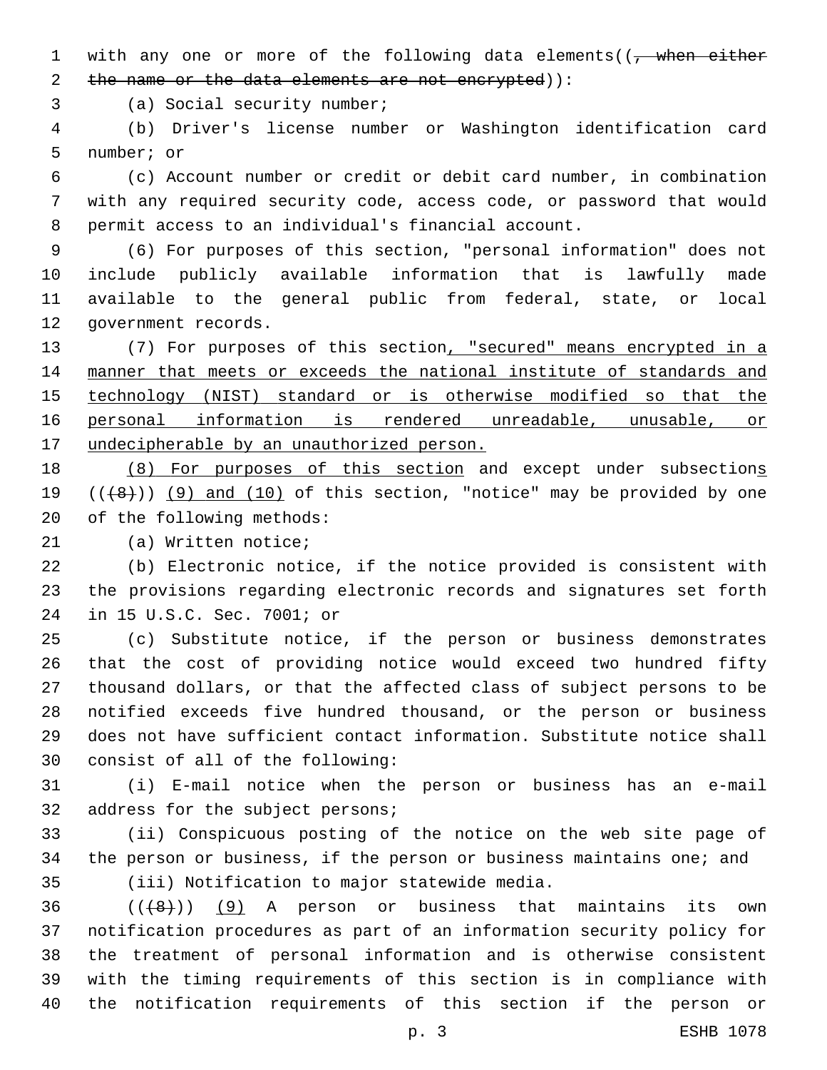with any one or more of the following data elements((~~, when either the name or the data elements are not encrypted~~)):

(a) Social security number;

(b) Driver's license number or Washington identification card number; or

(c) Account number or credit or debit card number, in combination with any required security code, access code, or password that would permit access to an individual's financial account.

(6) For purposes of this section, "personal information" does not include publicly available information that is lawfully made available to the general public from federal, state, or local government records.

(7) For purposes of this section<u>, "secured" means encrypted in a manner that meets or exceeds the national institute of standards and technology (NIST) standard or is otherwise modified so that the personal information is rendered unreadable, unusable, or undecipherable by an unauthorized person.</u>

<u>(8) For purposes of this section</u> and except under subsection<u>s</u> ((~~(8)~~)) <u>(9) and (10)</u> of this section, "notice" may be provided by one of the following methods:

(a) Written notice;

(b) Electronic notice, if the notice provided is consistent with the provisions regarding electronic records and signatures set forth in 15 U.S.C. Sec. 7001; or

(c) Substitute notice, if the person or business demonstrates that the cost of providing notice would exceed two hundred fifty thousand dollars, or that the affected class of subject persons to be notified exceeds five hundred thousand, or the person or business does not have sufficient contact information. Substitute notice shall consist of all of the following:

(i) E-mail notice when the person or business has an e-mail address for the subject persons;

(ii) Conspicuous posting of the notice on the web site page of the person or business, if the person or business maintains one; and

(iii) Notification to major statewide media.

((~~(8)~~)) <u>(9)</u> A person or business that maintains its own notification procedures as part of an information security policy for the treatment of personal information and is otherwise consistent with the timing requirements of this section is in compliance with the notification requirements of this section if the person or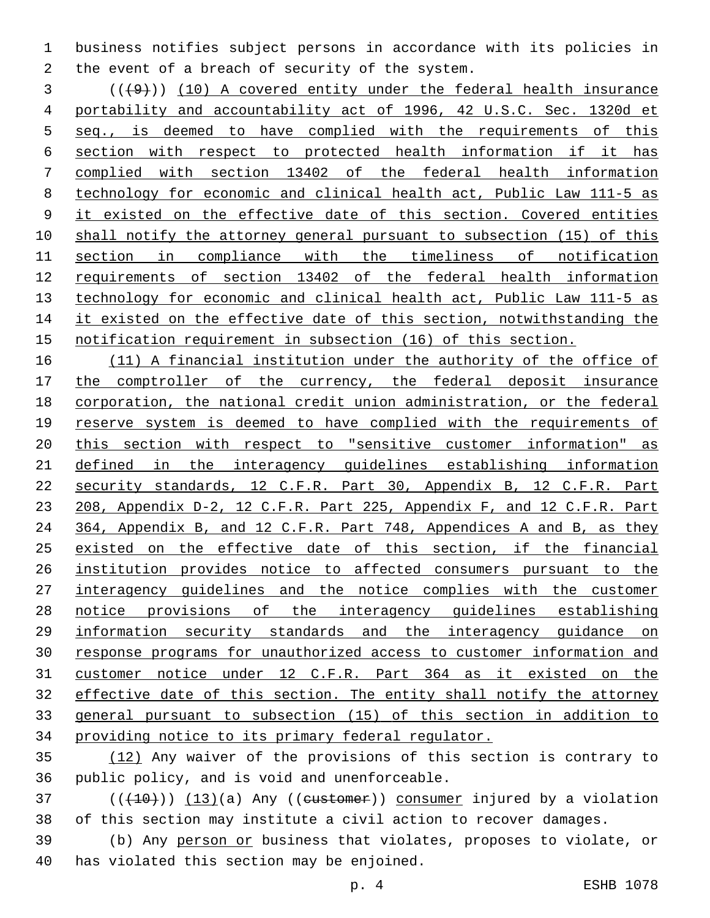business notifies subject persons in accordance with its policies in the event of a breach of security of the system.

((~~(9)~~)) <u>(10) A covered entity under the federal health insurance portability and accountability act of 1996, 42 U.S.C. Sec. 1320d et seq., is deemed to have complied with the requirements of this section with respect to protected health information if it has complied with section 13402 of the federal health information technology for economic and clinical health act, Public Law 111-5 as it existed on the effective date of this section. Covered entities shall notify the attorney general pursuant to subsection (15) of this section in compliance with the timeliness of notification requirements of section 13402 of the federal health information technology for economic and clinical health act, Public Law 111-5 as it existed on the effective date of this section, notwithstanding the notification requirement in subsection (16) of this section.</u>

<u>(11) A financial institution under the authority of the office of the comptroller of the currency, the federal deposit insurance corporation, the national credit union administration, or the federal reserve system is deemed to have complied with the requirements of this section with respect to "sensitive customer information" as defined in the interagency guidelines establishing information security standards, 12 C.F.R. Part 30, Appendix B, 12 C.F.R. Part 208, Appendix D-2, 12 C.F.R. Part 225, Appendix F, and 12 C.F.R. Part 364, Appendix B, and 12 C.F.R. Part 748, Appendices A and B, as they existed on the effective date of this section, if the financial institution provides notice to affected consumers pursuant to the interagency guidelines and the notice complies with the customer notice provisions of the interagency guidelines establishing information security standards and the interagency guidance on response programs for unauthorized access to customer information and customer notice under 12 C.F.R. Part 364 as it existed on the effective date of this section. The entity shall notify the attorney general pursuant to subsection (15) of this section in addition to providing notice to its primary federal regulator.</u>

<u>(12)</u> Any waiver of the provisions of this section is contrary to public policy, and is void and unenforceable.

((~~(10)~~)) <u>(13)</u>(a) Any ((~~customer~~)) <u>consumer</u> injured by a violation of this section may institute a civil action to recover damages.

(b) Any <u>person or</u> business that violates, proposes to violate, or has violated this section may be enjoined.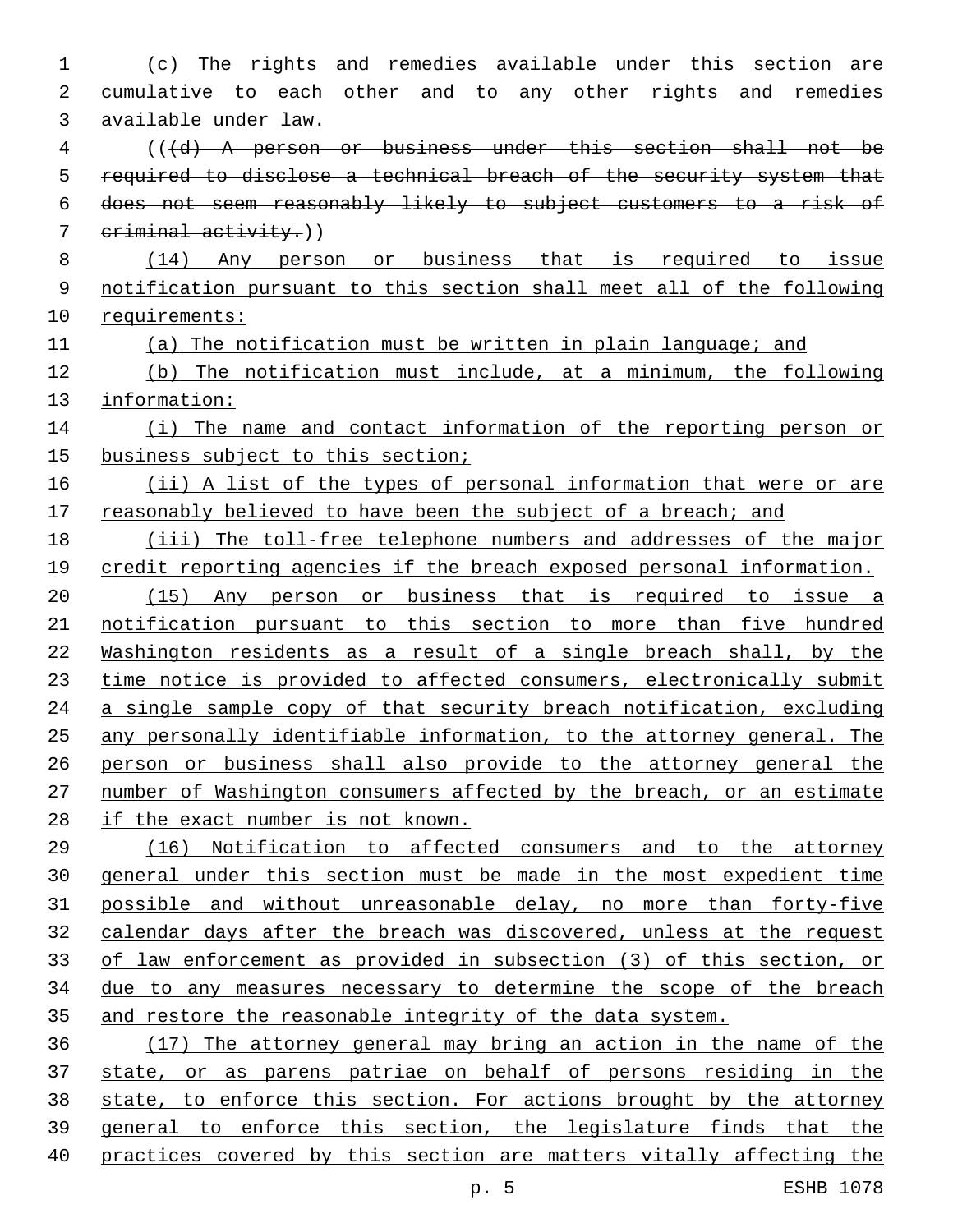(c) The rights and remedies available under this section are cumulative to each other and to any other rights and remedies available under law.

((~~(d) A person or business under this section shall not be required to disclose a technical breach of the security system that does not seem reasonably likely to subject customers to a risk of criminal activity.~~))

(14) Any person or business that is required to issue notification pursuant to this section shall meet all of the following requirements:

(a) The notification must be written in plain language; and

(b) The notification must include, at a minimum, the following information:

(i) The name and contact information of the reporting person or business subject to this section;

(ii) A list of the types of personal information that were or are reasonably believed to have been the subject of a breach; and

(iii) The toll-free telephone numbers and addresses of the major credit reporting agencies if the breach exposed personal information.

(15) Any person or business that is required to issue a notification pursuant to this section to more than five hundred Washington residents as a result of a single breach shall, by the time notice is provided to affected consumers, electronically submit a single sample copy of that security breach notification, excluding any personally identifiable information, to the attorney general. The person or business shall also provide to the attorney general the number of Washington consumers affected by the breach, or an estimate if the exact number is not known.

(16) Notification to affected consumers and to the attorney general under this section must be made in the most expedient time possible and without unreasonable delay, no more than forty-five calendar days after the breach was discovered, unless at the request of law enforcement as provided in subsection (3) of this section, or due to any measures necessary to determine the scope of the breach and restore the reasonable integrity of the data system.

(17) The attorney general may bring an action in the name of the state, or as parens patriae on behalf of persons residing in the state, to enforce this section. For actions brought by the attorney general to enforce this section, the legislature finds that the practices covered by this section are matters vitally affecting the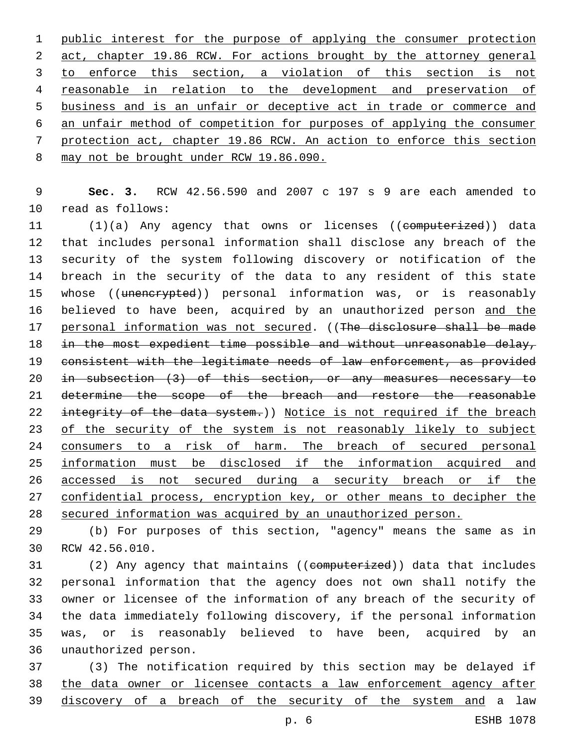public interest for the purpose of applying the consumer protection act, chapter 19.86 RCW. For actions brought by the attorney general to enforce this section, a violation of this section is not reasonable in relation to the development and preservation of business and is an unfair or deceptive act in trade or commerce and an unfair method of competition for purposes of applying the consumer protection act, chapter 19.86 RCW. An action to enforce this section may not be brought under RCW 19.86.090.

**Sec. 3.** RCW 42.56.590 and 2007 c 197 s 9 are each amended to read as follows:

(1)(a) Any agency that owns or licenses ((~~computerized~~)) data that includes personal information shall disclose any breach of the security of the system following discovery or notification of the breach in the security of the data to any resident of this state whose ((~~unencrypted~~)) personal information was, or is reasonably believed to have been, acquired by an unauthorized person and the personal information was not secured. ((~~The disclosure shall be made in the most expedient time possible and without unreasonable delay, consistent with the legitimate needs of law enforcement, as provided in subsection (3) of this section, or any measures necessary to determine the scope of the breach and restore the reasonable integrity of the data system.~~)) Notice is not required if the breach of the security of the system is not reasonably likely to subject consumers to a risk of harm. The breach of secured personal information must be disclosed if the information acquired and accessed is not secured during a security breach or if the confidential process, encryption key, or other means to decipher the secured information was acquired by an unauthorized person.

(b) For purposes of this section, "agency" means the same as in RCW 42.56.010.

(2) Any agency that maintains ((~~computerized~~)) data that includes personal information that the agency does not own shall notify the owner or licensee of the information of any breach of the security of the data immediately following discovery, if the personal information was, or is reasonably believed to have been, acquired by an unauthorized person.

(3) The notification required by this section may be delayed if the data owner or licensee contacts a law enforcement agency after discovery of a breach of the security of the system and a law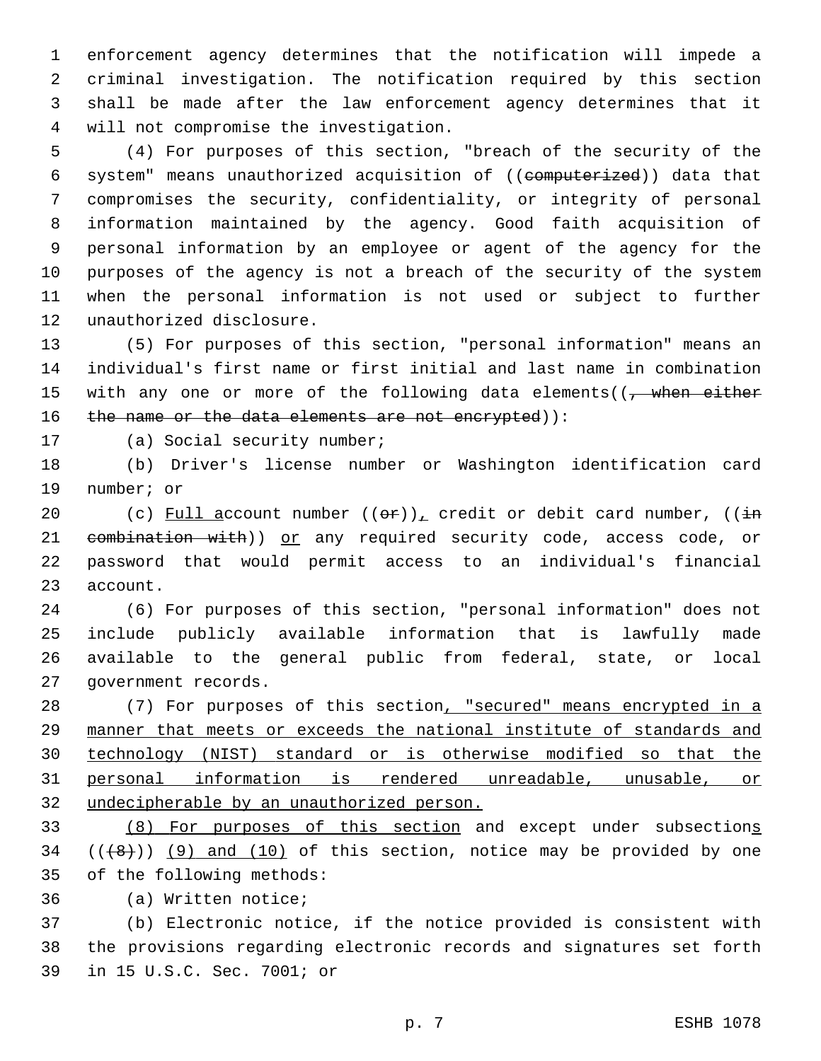enforcement agency determines that the notification will impede a criminal investigation. The notification required by this section shall be made after the law enforcement agency determines that it will not compromise the investigation.

(4) For purposes of this section, "breach of the security of the system" means unauthorized acquisition of ((~~computerized~~)) data that compromises the security, confidentiality, or integrity of personal information maintained by the agency. Good faith acquisition of personal information by an employee or agent of the agency for the purposes of the agency is not a breach of the security of the system when the personal information is not used or subject to further unauthorized disclosure.

(5) For purposes of this section, "personal information" means an individual's first name or first initial and last name in combination with any one or more of the following data elements((~~, when either the name or the data elements are not encrypted~~)):

(a) Social security number;

(b) Driver's license number or Washington identification card number; or

(c) <u>Full a</u>ccount number ((~~or~~))<u>,</u> credit or debit card number, ((~~in combination with~~)) <u>or</u> any required security code, access code, or password that would permit access to an individual's financial account.

(6) For purposes of this section, "personal information" does not include publicly available information that is lawfully made available to the general public from federal, state, or local government records.

(7) For purposes of this section<u>, "secured" means encrypted in a manner that meets or exceeds the national institute of standards and technology (NIST) standard or is otherwise modified so that the personal information is rendered unreadable, unusable, or undecipherable by an unauthorized person.</u>

<u>(8) For purposes of this section</u> and except under subsection<u>s</u> ((~~(8)~~)) <u>(9) and (10)</u> of this section, notice may be provided by one of the following methods:

(a) Written notice;

(b) Electronic notice, if the notice provided is consistent with the provisions regarding electronic records and signatures set forth in 15 U.S.C. Sec. 7001; or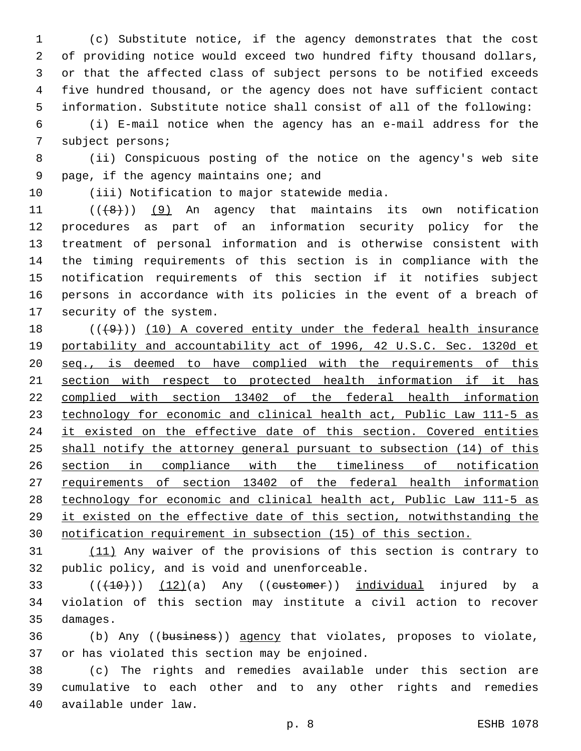(c) Substitute notice, if the agency demonstrates that the cost of providing notice would exceed two hundred fifty thousand dollars, or that the affected class of subject persons to be notified exceeds five hundred thousand, or the agency does not have sufficient contact information. Substitute notice shall consist of all of the following:

(i) E-mail notice when the agency has an e-mail address for the subject persons;

(ii) Conspicuous posting of the notice on the agency's web site page, if the agency maintains one; and

(iii) Notification to major statewide media.

((~~(8)~~)) (9) An agency that maintains its own notification procedures as part of an information security policy for the treatment of personal information and is otherwise consistent with the timing requirements of this section is in compliance with the notification requirements of this section if it notifies subject persons in accordance with its policies in the event of a breach of security of the system.

((~~(9)~~)) (10) A covered entity under the federal health insurance portability and accountability act of 1996, 42 U.S.C. Sec. 1320d et seq., is deemed to have complied with the requirements of this section with respect to protected health information if it has complied with section 13402 of the federal health information technology for economic and clinical health act, Public Law 111-5 as it existed on the effective date of this section. Covered entities shall notify the attorney general pursuant to subsection (14) of this section in compliance with the timeliness of notification requirements of section 13402 of the federal health information technology for economic and clinical health act, Public Law 111-5 as it existed on the effective date of this section, notwithstanding the notification requirement in subsection (15) of this section.

(11) Any waiver of the provisions of this section is contrary to public policy, and is void and unenforceable.

((~~(10)~~)) (12)(a) Any ((~~customer~~)) individual injured by a violation of this section may institute a civil action to recover damages.

(b) Any ((~~business~~)) agency that violates, proposes to violate, or has violated this section may be enjoined.

(c) The rights and remedies available under this section are cumulative to each other and to any other rights and remedies available under law.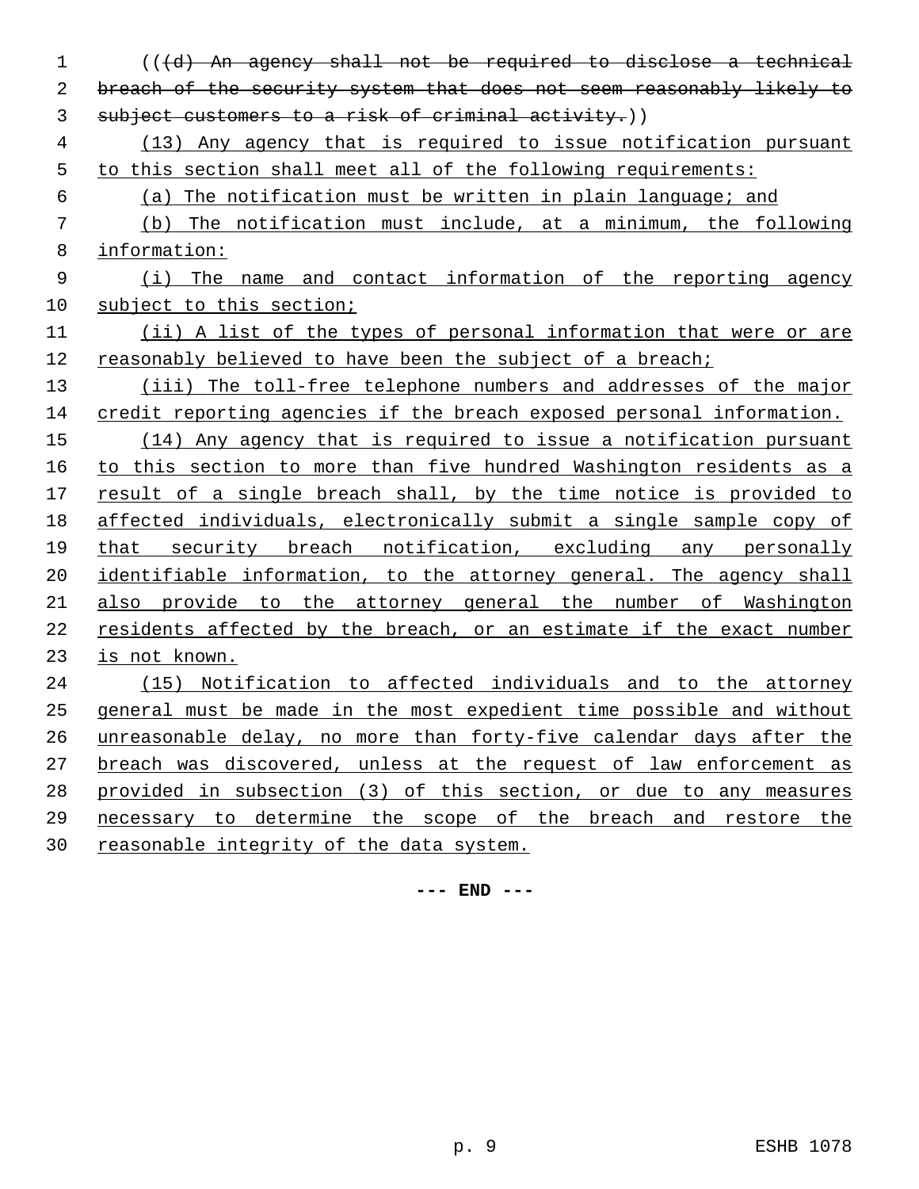((~~(d) An agency shall not be required to disclose a technical breach of the security system that does not seem reasonably likely to subject customers to a risk of criminal activity.~~))

<u>(13) Any agency that is required to issue notification pursuant to this section shall meet all of the following requirements:</u>

<u>(a) The notification must be written in plain language; and</u>

<u>(b) The notification must include, at a minimum, the following information:</u>

<u>(i) The name and contact information of the reporting agency subject to this section;</u>

<u>(ii) A list of the types of personal information that were or are reasonably believed to have been the subject of a breach;</u>

<u>(iii) The toll-free telephone numbers and addresses of the major credit reporting agencies if the breach exposed personal information.</u>

<u>(14) Any agency that is required to issue a notification pursuant to this section to more than five hundred Washington residents as a result of a single breach shall, by the time notice is provided to affected individuals, electronically submit a single sample copy of that security breach notification, excluding any personally identifiable information, to the attorney general. The agency shall also provide to the attorney general the number of Washington residents affected by the breach, or an estimate if the exact number is not known.</u>

<u>(15) Notification to affected individuals and to the attorney general must be made in the most expedient time possible and without unreasonable delay, no more than forty-five calendar days after the breach was discovered, unless at the request of law enforcement as provided in subsection (3) of this section, or due to any measures necessary to determine the scope of the breach and restore the reasonable integrity of the data system.</u>

**--- END ---**